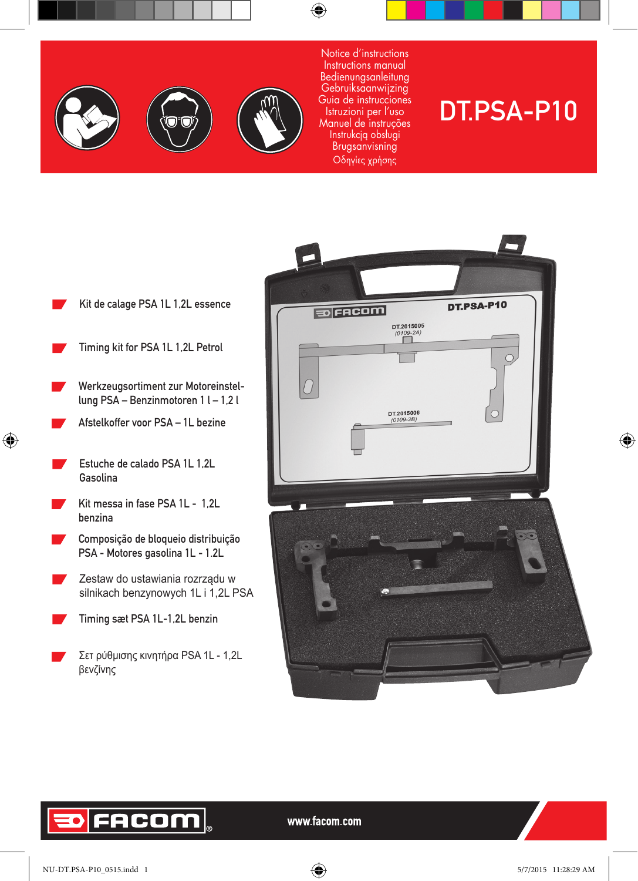Notice d'instructions
Instructions manual
Bedienungsanleitung
Gebruiksaanwijzing
Guia de instrucciones
Istruzioni per l'uso
Manuel de instruções
Instrukcją obsługi
Brugsanvisning
Οδηγίες χρήσης

# DT.PSA-P10

- Kit de calage PSA 1L 1,2L essence
- Timing kit for PSA 1L 1,2L Petrol
- Werkzeugsortiment zur Motoreinstellung PSA – Benzinmotoren 1 l – 1,2 l
- Afstelkoffer voor PSA – 1L bezine
- Estuche de calado PSA 1L 1,2L Gasolina
- Kit messa in fase PSA 1L - 1,2L benzina
- Composição de bloqueio distribuição PSA - Motores gasolina 1L - 1.2L
- Zestaw do ustawiania rozrządu w silnikach benzynowych 1L i 1,2L PSA
- Timing sæt PSA 1L-1,2L benzin
- Σετ ρύθμισης κινητήρα PSA 1L - 1,2L βενζίνης

DT.PSA-P10

DT.2015005 (0109-2A)

DT.2015006 (0109-2B)

FACOM®

www.facom.com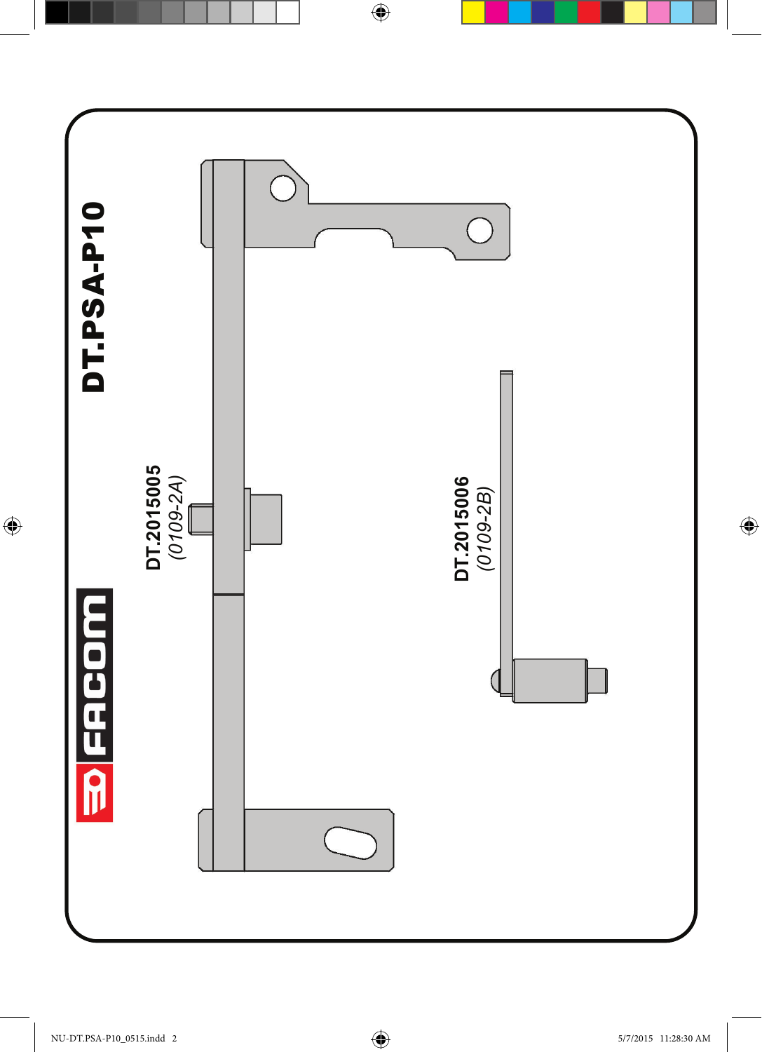# DT.PSA-P10

FACOM

**DT.2015005**
*(0109-2A)*

**DT.2015006**
*(0109-2B)*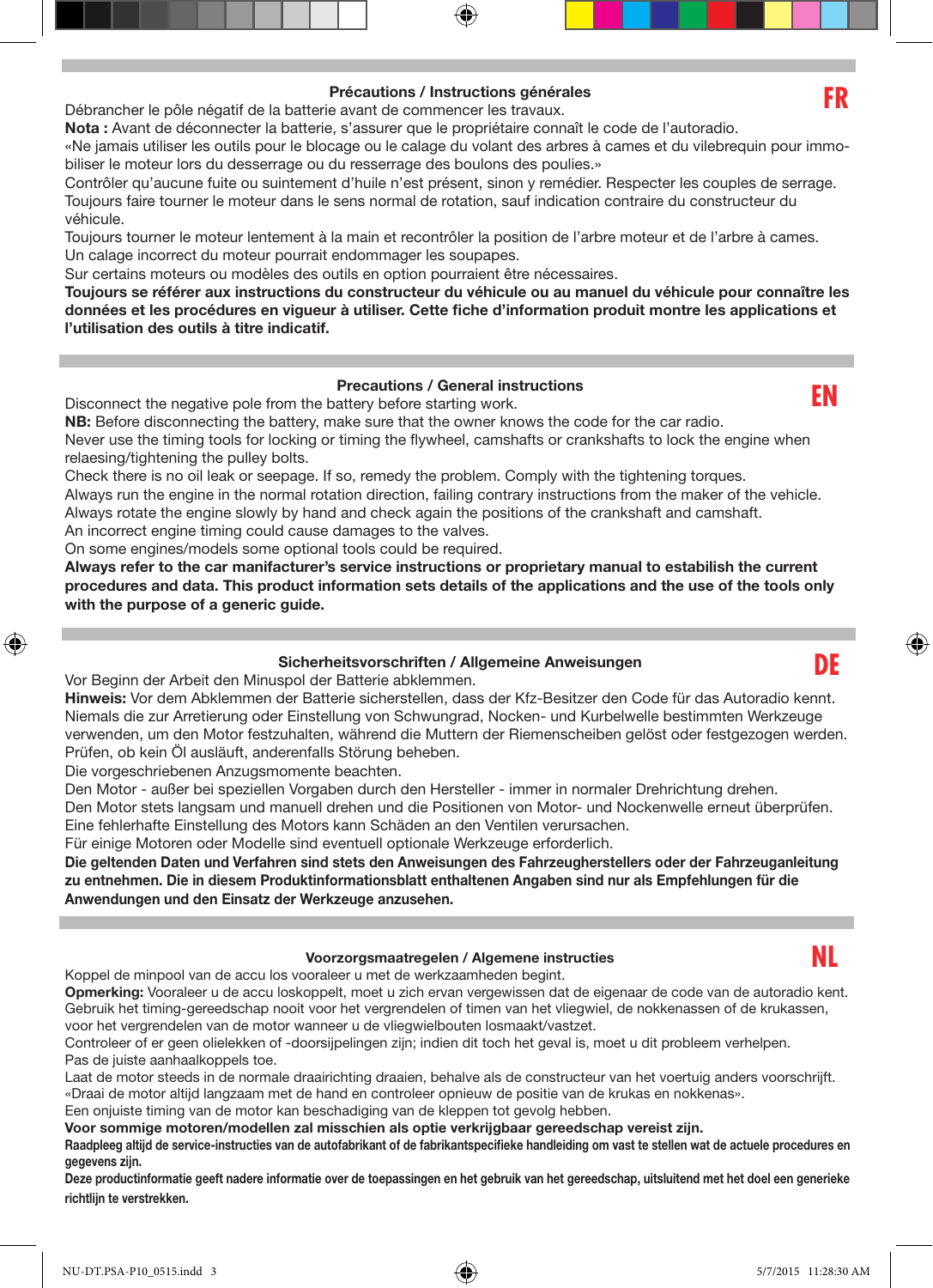## Précautions / Instructions générales

**FR**

Débrancher le pôle négatif de la batterie avant de commencer les travaux.
**Nota :** Avant de déconnecter la batterie, s'assurer que le propriétaire connaît le code de l'autoradio.
«Ne jamais utiliser les outils pour le blocage ou le calage du volant des arbres à cames et du vilebrequin pour immobiliser le moteur lors du desserrage ou du resserrage des boulons des poulies.»
Contrôler qu'aucune fuite ou suintement d'huile n'est présent, sinon y remédier. Respecter les couples de serrage.
Toujours faire tourner le moteur dans le sens normal de rotation, sauf indication contraire du constructeur du véhicule.
Toujours tourner le moteur lentement à la main et recontrôler la position de l'arbre moteur et de l'arbre à cames.
Un calage incorrect du moteur pourrait endommager les soupapes.
Sur certains moteurs ou modèles des outils en option pourraient être nécessaires.
**Toujours se référer aux instructions du constructeur du véhicule ou au manuel du véhicule pour connaître les données et les procédures en vigueur à utiliser. Cette fiche d'information produit montre les applications et l'utilisation des outils à titre indicatif.**

## Precautions / General instructions

**EN**

Disconnect the negative pole from the battery before starting work.
**NB:** Before disconnecting the battery, make sure that the owner knows the code for the car radio.
Never use the timing tools for locking or timing the flywheel, camshafts or crankshafts to lock the engine when relaesing/tightening the pulley bolts.
Check there is no oil leak or seepage. If so, remedy the problem. Comply with the tightening torques.
Always run the engine in the normal rotation direction, failing contrary instructions from the maker of the vehicle.
Always rotate the engine slowly by hand and check again the positions of the crankshaft and camshaft.
An incorrect engine timing could cause damages to the valves.
On some engines/models some optional tools could be required.
**Always refer to the car manufacturer's service instructions or proprietary manual to estabilish the current procedures and data. This product information sets details of the applications and the use of the tools only with the purpose of a generic guide.**

## Sicherheitsvorschriften / Allgemeine Anweisungen

**DE**

Vor Beginn der Arbeit den Minuspol der Batterie abklemmen.
**Hinweis:** Vor dem Abklemmen der Batterie sicherstellen, dass der Kfz-Besitzer den Code für das Autoradio kennt.
Niemals die zur Arretierung oder Einstellung von Schwungrad, Nocken- und Kurbelwelle bestimmten Werkzeuge verwenden, um den Motor festzuhalten, während die Muttern der Riemenscheiben gelöst oder festgezogen werden.
Prüfen, ob kein Öl ausläuft, anderenfalls Störung beheben.
Die vorgeschriebenen Anzugsmomente beachten.
Den Motor - außer bei speziellen Vorgaben durch den Hersteller - immer in normaler Drehrichtung drehen.
Den Motor stets langsam und manuell drehen und die Positionen von Motor- und Nockenwelle erneut überprüfen.
Eine fehlerhafte Einstellung des Motors kann Schäden an den Ventilen verursachen.
Für einige Motoren oder Modelle sind eventuell optionale Werkzeuge erforderlich.
**Die geltenden Daten und Verfahren sind stets den Anweisungen des Fahrzeugherstellers oder der Fahrzeuganleitung zu entnehmen. Die in diesem Produktinformationsblatt enthaltenen Angaben sind nur als Empfehlungen für die Anwendungen und den Einsatz der Werkzeuge anzusehen.**

## Voorzorgsmaatregelen / Algemene instructies

**NL**

Koppel de minpool van de accu los vooraleer u met de werkzaamheden begint.
**Opmerking:** Vooraleer u de accu loskoppelt, moet u zich ervan vergewissen dat de eigenaar de code van de autoradio kent.
Gebruik het timing-gereedschap nooit voor het vergrendelen of timen van het vliegwiel, de nokkenassen of de krukassen, voor het vergrendelen van de motor wanneer u de vliegwielbouten losmaakt/vastzet.
Controleer of er geen olielekken of -doorsijpelingen zijn; indien dit toch het geval is, moet u dit probleem verhelpen.
Pas de juiste aanhaalkoppels toe.
Laat de motor steeds in de normale draairichting draaien, behalve als de constructeur van het voertuig anders voorschrijft.
«Draai de motor altijd langzaam met de hand en controleer opnieuw de positie van de krukas en nokkenas».
Een onjuiste timing van de motor kan beschadiging van de kleppen tot gevolg hebben.
**Voor sommige motoren/modellen zal misschien als optie verkrijgbaar gereedschap vereist zijn.**
**Raadpleeg altijd de service-instructies van de autofabrikant of de fabrikantspecifieke handleiding om vast te stellen wat de actuele procedures en gegevens zijn.**
**Deze productinformatie geeft nadere informatie over de toepassingen en het gebruik van het gereedschap, uitsluitend met het doel een generieke richtlijn te verstrekken.**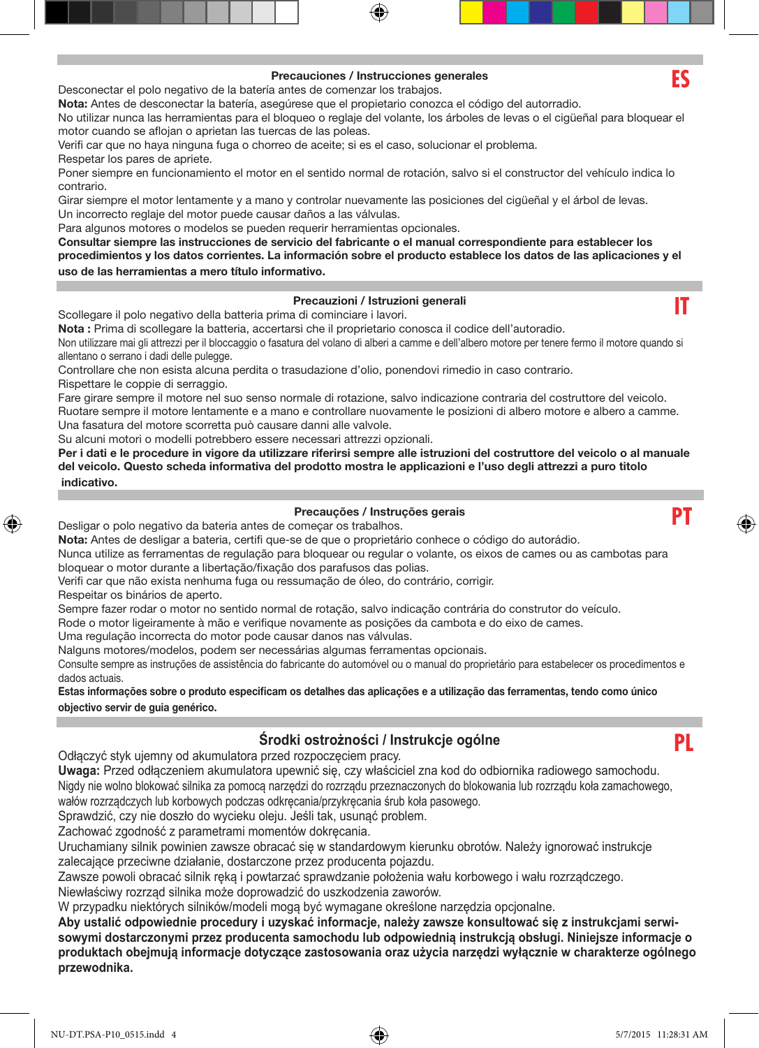## Precauciones / Instrucciones generales

**ES**

Desconectar el polo negativo de la batería antes de comenzar los trabajos.

**Nota:** Antes de desconectar la batería, asegúrese que el propietario conozca el código del autorradio.

No utilizar nunca las herramientas para el bloqueo o reglaje del volante, los árboles de levas o el cigüeñal para bloquear el motor cuando se aflojan o aprietan las tuercas de las poleas.

Verifi car que no haya ninguna fuga o chorreo de aceite; si es el caso, solucionar el problema.

Respetar los pares de apriete.

Poner siempre en funcionamiento el motor en el sentido normal de rotación, salvo si el constructor del vehículo indica lo contrario.

Girar siempre el motor lentamente y a mano y controlar nuevamente las posiciones del cigüeñal y el árbol de levas.

Un incorrecto reglaje del motor puede causar daños a las válvulas.

Para algunos motores o modelos se pueden requerir herramientas opcionales.

**Consultar siempre las instrucciones de servicio del fabricante o el manual correspondiente para establecer los procedimientos y los datos corrientes. La información sobre el producto establece los datos de las aplicaciones y el uso de las herramientas a mero título informativo.**

## Precauzioni / Istruzioni generali

**IT**

Scollegare il polo negativo della batteria prima di cominciare i lavori.

**Nota :** Prima di scollegare la batteria, accertarsi che il proprietario conosca il codice dell'autoradio.

Non utilizzare mai gli attrezzi per il bloccaggio o fasatura del volano di alberi a camme e dell'albero motore per tenere fermo il motore quando si allentano o serrano i dadi delle pulegge.

Controllare che non esista alcuna perdita o trasudazione d'olio, ponendovi rimedio in caso contrario.

Rispettare le coppie di serraggio.

Fare girare sempre il motore nel suo senso normale di rotazione, salvo indicazione contraria del costruttore del veicolo.

Ruotare sempre il motore lentamente e a mano e controllare nuovamente le posizioni di albero motore e albero a camme.

Una fasatura del motore scorretta può causare danni alle valvole.

Su alcuni motori o modelli potrebbero essere necessari attrezzi opzionali.

**Per i dati e le procedure in vigore da utilizzare riferirsi sempre alle istruzioni del costruttore del veicolo o al manuale del veicolo. Questo scheda informativa del prodotto mostra le applicazioni e l'uso degli attrezzi a puro titolo indicativo.**

## Precauções / Instruções gerais

**PT**

Desligar o polo negativo da bateria antes de começar os trabalhos.

**Nota:** Antes de desligar a bateria, certifi que-se de que o proprietário conhece o código do autorádio.

Nunca utilize as ferramentas de regulação para bloquear ou regular o volante, os eixos de cames ou as cambotas para bloquear o motor durante a libertação/fixação dos parafusos das polias.

Verifi car que não exista nenhuma fuga ou ressumação de óleo, do contrário, corrigir.

Respeitar os binários de aperto.

Sempre fazer rodar o motor no sentido normal de rotação, salvo indicação contrária do construtor do veículo.

Rode o motor ligeiramente à mão e verifique novamente as posições da cambota e do eixo de cames.

Uma regulação incorrecta do motor pode causar danos nas válvulas.

Nalguns motores/modelos, podem ser necessárias algumas ferramentas opcionais.

Consulte sempre as instruções de assistência do fabricante do automóvel ou o manual do proprietário para estabelecer os procedimentos e dados actuais.

**Estas informações sobre o produto especificam os detalhes das aplicações e a utilização das ferramentas, tendo como único objectivo servir de guia genérico.**

## Środki ostrożności / Instrukcje ogólne

**PL**

Odłączyć styk ujemny od akumulatora przed rozpoczęciem pracy.

**Uwaga:** Przed odłączeniem akumulatora upewnić się, czy właściciel zna kod do odbiornika radiowego samochodu.

Nigdy nie wolno blokować silnika za pomocą narzędzi do rozrządu przeznaczonych do blokowania lub rozrządu koła zamachowego, wałów rozrządczych lub korbowych podczas odkręcania/przykręcania śrub koła pasowego.

Sprawdzić, czy nie doszło do wycieku oleju. Jeśli tak, usunąć problem.

Zachować zgodność z parametrami momentów dokręcania.

Uruchamiany silnik powinien zawsze obracać się w standardowym kierunku obrotów. Należy ignorować instrukcje zalecające przeciwne działanie, dostarczone przez producenta pojazdu.

Zawsze powoli obracać silnik ręką i powtarzać sprawdzanie położenia wału korbowego i wału rozrządczego.

Niewłaściwy rozrząd silnika może doprowadzić do uszkodzenia zaworów.

W przypadku niektórych silników/modeli mogą być wymagane określone narzędzia opcjonalne.

**Aby ustalić odpowiednie procedury i uzyskać informacje, należy zawsze konsultować się z instrukcjami serwisowymi dostarczonymi przez producenta samochodu lub odpowiednią instrukcją obsługi. Niniejsze informacje o produktach obejmują informacje dotyczące zastosowania oraz użycia narzędzi wyłącznie w charakterze ogólnego przewodnika.**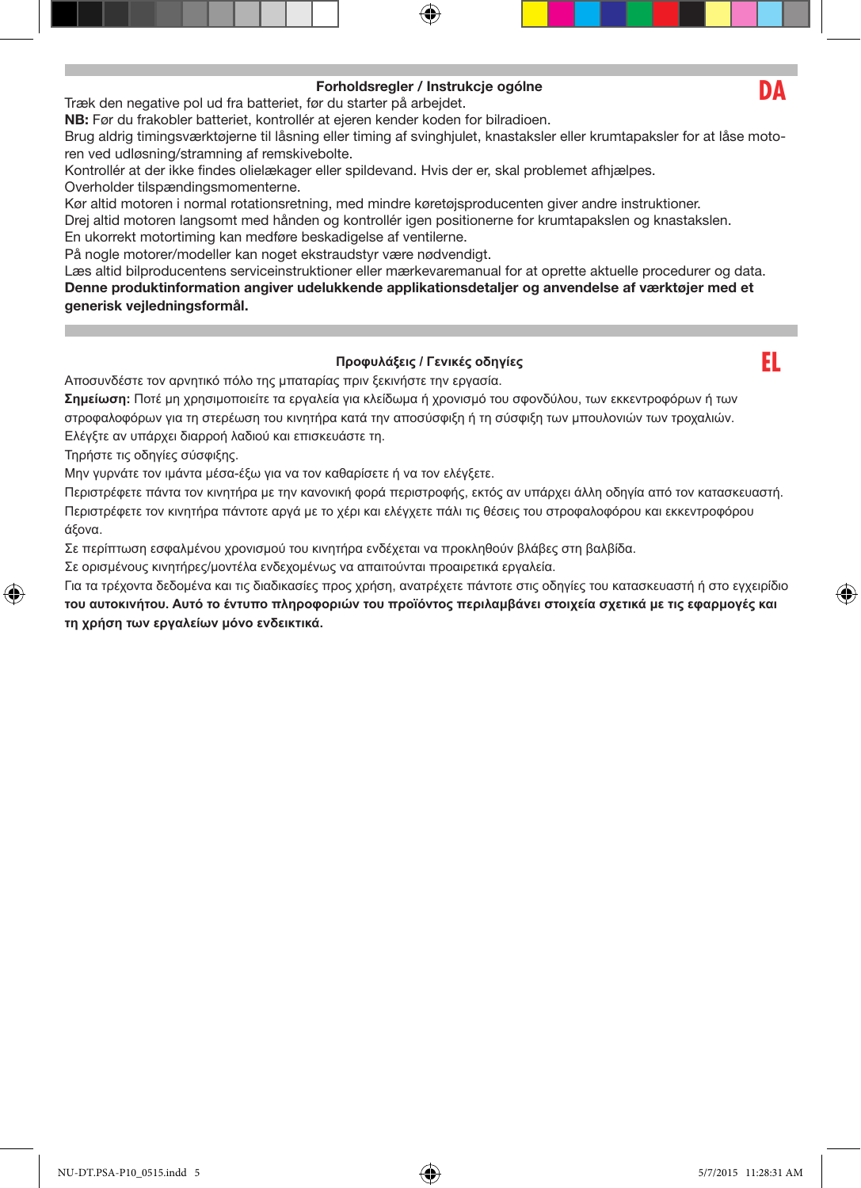## Forholdsregler / Instrukcje ogólne

**DA**

Træk den negative pol ud fra batteriet, før du starter på arbejdet.
**NB:** Før du frakobler batteriet, kontrollér at ejeren kender koden for bilradioen.
Brug aldrig timingsværktøjerne til låsning eller timing af svinghjulet, knastaksler eller krumtapaksler for at låse motoren ved udløsning/stramning af remskivebolte.
Kontrollér at der ikke findes olielækager eller spildevand. Hvis der er, skal problemet afhjælpes.
Overholder tilspændingsmomenterne.
Kør altid motoren i normal rotationsretning, med mindre køretøjsproducenten giver andre instruktioner.
Drej altid motoren langsomt med hånden og kontrollér igen positionerne for krumtapakslen og knastakslen.
En ukorrekt motortiming kan medføre beskadigelse af ventilerne.
På nogle motorer/modeller kan noget ekstraudstyr være nødvendigt.
Læs altid bilproducentens serviceinstruktioner eller mærkevaremanual for at oprette aktuelle procedurer og data.
**Denne produktinformation angiver udelukkende applikationsdetaljer og anvendelse af værktøjer med et generisk vejledningsformål.**

## Προφυλάξεις / Γενικές οδηγίες

**EL**

Αποσυνδέστε τον αρνητικό πόλο της μπαταρίας πριν ξεκινήστε την εργασία.
**Σημείωση:** Ποτέ μη χρησιμοποιείτε τα εργαλεία για κλείδωμα ή χρονισμό του σφονδύλου, των εκκεντροφόρων ή των στροφαλοφόρων για τη στερέωση του κινητήρα κατά την αποσύσφιξη ή τη σύσφιξη των μπουλονιών των τροχαλιών.
Ελέγξτε αν υπάρχει διαρροή λαδιού και επισκευάστε τη.
Τηρήστε τις οδηγίες σύσφιξης.
Μην γυρνάτε τον ιμάντα μέσα-έξω για να τον καθαρίσετε ή να τον ελέγξετε.
Περιστρέφετε πάντα τον κινητήρα με την κανονική φορά περιστροφής, εκτός αν υπάρχει άλλη οδηγία από τον κατασκευαστή.
Περιστρέφετε τον κινητήρα πάντοτε αργά με το χέρι και ελέγχετε πάλι τις θέσεις του στροφαλοφόρου και εκκεντροφόρου άξονα.
Σε περίπτωση εσφαλμένου χρονισμού του κινητήρα ενδέχεται να προκληθούν βλάβες στη βαλβίδα.
Σε ορισμένους κινητήρες/μοντέλα ενδεχομένως να απαιτούνται προαιρετικά εργαλεία.
Για τα τρέχοντα δεδομένα και τις διαδικασίες προς χρήση, ανατρέχετε πάντοτε στις οδηγίες του κατασκευαστή ή στο εγχειρίδιο **του αυτοκινήτου. Αυτό το έντυπο πληροφοριών του προϊόντος περιλαμβάνει στοιχεία σχετικά με τις εφαρμογές και τη χρήση των εργαλείων μόνο ενδεικτικά.**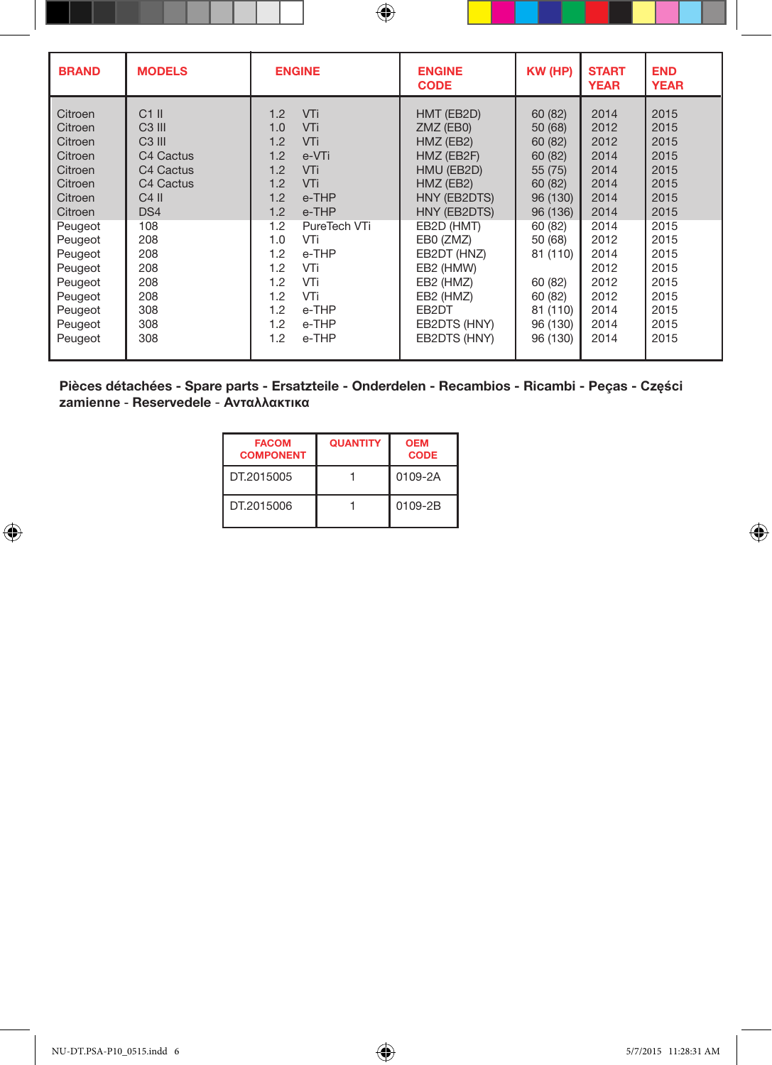| BRAND | MODELS | ENGINE | ENGINE CODE | KW (HP) | START YEAR | END YEAR |
|---|---|---|---|---|---|---|
| Citroen | C1 II | 1.2 VTi | HMT (EB2D) | 60 (82) | 2014 | 2015 |
| Citroen | C3 III | 1.0 VTi | ZMZ (EB0) | 50 (68) | 2012 | 2015 |
| Citroen | C3 III | 1.2 VTi | HMZ (EB2) | 60 (82) | 2012 | 2015 |
| Citroen | C4 Cactus | 1.2 e-VTi | HMZ (EB2F) | 60 (82) | 2014 | 2015 |
| Citroen | C4 Cactus | 1.2 VTi | HMU (EB2D) | 55 (75) | 2014 | 2015 |
| Citroen | C4 Cactus | 1.2 VTi | HMZ (EB2) | 60 (82) | 2014 | 2015 |
| Citroen | C4 II | 1.2 e-THP | HNY (EB2DTS) | 96 (130) | 2014 | 2015 |
| Citroen | DS4 | 1.2 e-THP | HNY (EB2DTS) | 96 (136) | 2014 | 2015 |
| Peugeot | 108 | 1.2 PureTech VTi | EB2D (HMT) | 60 (82) | 2014 | 2015 |
| Peugeot | 208 | 1.0 VTi | EB0 (ZMZ) | 50 (68) | 2012 | 2015 |
| Peugeot | 208 | 1.2 e-THP | EB2DT (HNZ) | 81 (110) | 2014 | 2015 |
| Peugeot | 208 | 1.2 VTi | EB2 (HMW) | | 2012 | 2015 |
| Peugeot | 208 | 1.2 VTi | EB2 (HMZ) | 60 (82) | 2012 | 2015 |
| Peugeot | 208 | 1.2 VTi | EB2 (HMZ) | 60 (82) | 2012 | 2015 |
| Peugeot | 308 | 1.2 e-THP | EB2DT | 81 (110) | 2014 | 2015 |
| Peugeot | 308 | 1.2 e-THP | EB2DTS (HNY) | 96 (130) | 2014 | 2015 |
| Peugeot | 308 | 1.2 e-THP | EB2DTS (HNY) | 96 (130) | 2014 | 2015 |

**Pièces détachées - Spare parts - Ersatzteile - Onderdelen - Recambios - Ricambi - Peças - Części zamienne - Reservedele - Ανταλλακτικα**

| FACOM COMPONENT | QUANTITY | OEM CODE |
|---|---|---|
| DT.2015005 | 1 | 0109-2A |
| DT.2015006 | 1 | 0109-2B |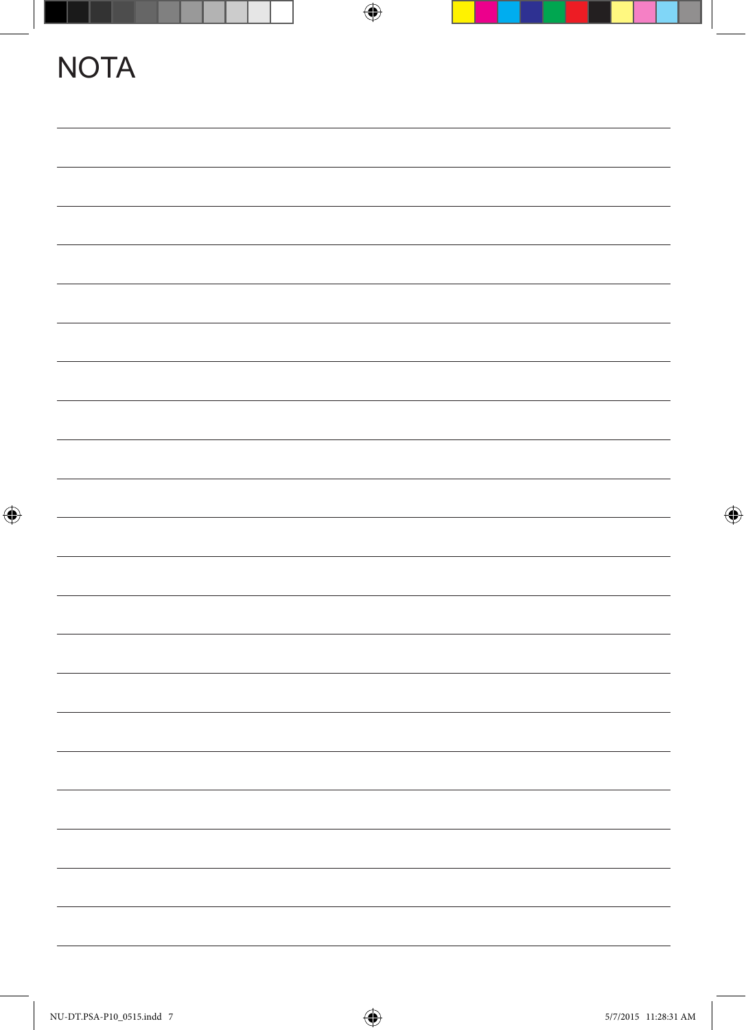# NOTA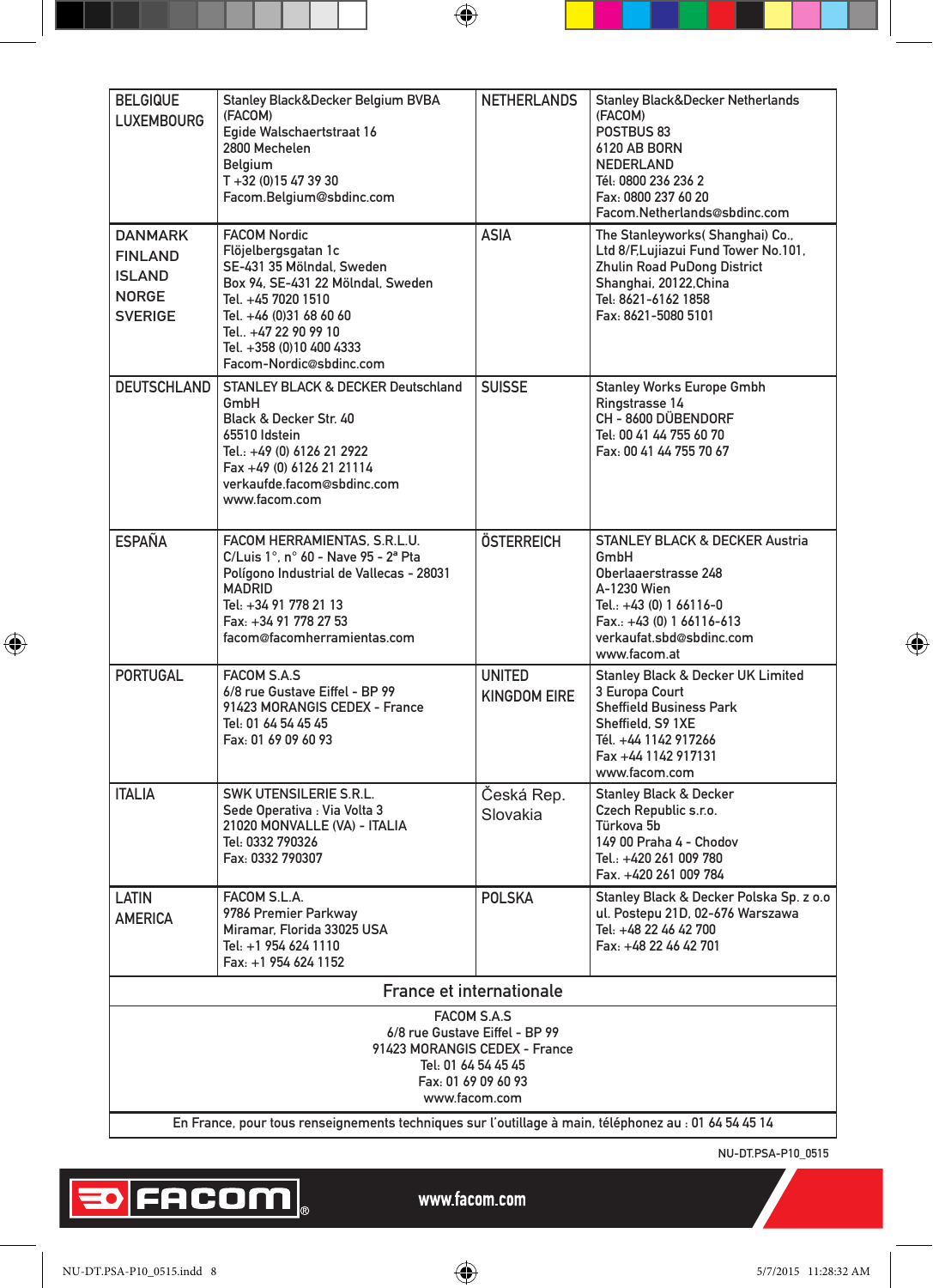| | | | |
|---|---|---|---|
| BELGIQUE<br>LUXEMBOURG | Stanley Black&Decker Belgium BVBA<br>(FACOM)<br>Egide Walschaertstraat 16<br>2800 Mechelen<br>Belgium<br>T +32 (0)15 47 39 30<br>Facom.Belgium@sbdinc.com | NETHERLANDS | Stanley Black&Decker Netherlands<br>(FACOM)<br>POSTBUS 83<br>6120 AB BORN<br>NEDERLAND<br>Tél: 0800 236 236 2<br>Fax: 0800 237 60 20<br>Facom.Netherlands@sbdinc.com |
| DANMARK<br>FINLAND<br>ISLAND<br>NORGE<br>SVERIGE | FACOM Nordic<br>Flöjelbergsgatan 1c<br>SE-431 35 Mölndal, Sweden<br>Box 94, SE-431 22 Mölndal, Sweden<br>Tel. +45 7020 1510<br>Tel. +46 (0)31 68 60 60<br>Tel.. +47 22 90 99 10<br>Tel. +358 (0)10 400 4333<br>Facom-Nordic@sbdinc.com | ASIA | The Stanleyworks( Shanghai) Co.,<br>Ltd 8/F,Lujiazui Fund Tower No.101,<br>Zhulin Road PuDong District<br>Shanghai, 20122,China<br>Tel: 8621-6162 1858<br>Fax: 8621-5080 5101 |
| DEUTSCHLAND | STANLEY BLACK & DECKER Deutschland<br>GmbH<br>Black & Decker Str. 40<br>65510 Idstein<br>Tel.: +49 (0) 6126 21 2922<br>Fax +49 (0) 6126 21 21114<br>verkaufde.facom@sbdinc.com<br>www.facom.com | SUISSE | Stanley Works Europe Gmbh<br>Ringstrasse 14<br>CH - 8600 DÜBENDORF<br>Tel: 00 41 44 755 60 70<br>Fax: 00 41 44 755 70 67 |
| ESPAÑA | FACOM HERRAMIENTAS, S.R.L.U.<br>C/Luis 1°, n° 60 - Nave 95 - 2ª Pta<br>Polígono Industrial de Vallecas - 28031<br>MADRID<br>Tel: +34 91 778 21 13<br>Fax: +34 91 778 27 53<br>facom@facomherramientas.com | ÖSTERREICH | STANLEY BLACK & DECKER Austria<br>GmbH<br>Oberlaaerstrasse 248<br>A-1230 Wien<br>Tel.: +43 (0) 1 66116-0<br>Fax.: +43 (0) 1 66116-613<br>verkaufat.sbd@sbdinc.com<br>www.facom.at |
| PORTUGAL | FACOM S.A.S<br>6/8 rue Gustave Eiffel - BP 99<br>91423 MORANGIS CEDEX - France<br>Tel: 01 64 54 45 45<br>Fax: 01 69 09 60 93 | UNITED<br>KINGDOM EIRE | Stanley Black & Decker UK Limited<br>3 Europa Court<br>Sheffield Business Park<br>Sheffield, S9 1XE<br>Tél. +44 1142 917266<br>Fax +44 1142 917131<br>www.facom.com |
| ITALIA | SWK UTENSILERIE S.R.L.<br>Sede Operativa : Via Volta 3<br>21020 MONVALLE (VA) - ITALIA<br>Tel: 0332 790326<br>Fax: 0332 790307 | Česká Rep.<br>Slovakia | Stanley Black & Decker<br>Czech Republic s.r.o.<br>Türkova 5b<br>149 00 Praha 4 - Chodov<br>Tel.: +420 261 009 780<br>Fax. +420 261 009 784 |
| LATIN<br>AMERICA | FACOM S.L.A.<br>9786 Premier Parkway<br>Miramar, Florida 33025 USA<br>Tel: +1 954 624 1110<br>Fax: +1 954 624 1152 | POLSKA | Stanley Black & Decker Polska Sp. z o.o<br>ul. Postepu 21D, 02-676 Warszawa<br>Tel: +48 22 46 42 700<br>Fax: +48 22 46 42 701 |

## France et internationale

FACOM S.A.S
6/8 rue Gustave Eiffel - BP 99
91423 MORANGIS CEDEX - France
Tel: 01 64 54 45 45
Fax: 01 69 09 60 93
www.facom.com

En France, pour tous renseignements techniques sur l'outillage à main, téléphonez au : 01 64 54 45 14

NU-DT.PSA-P10_0515

FACOM®

www.facom.com